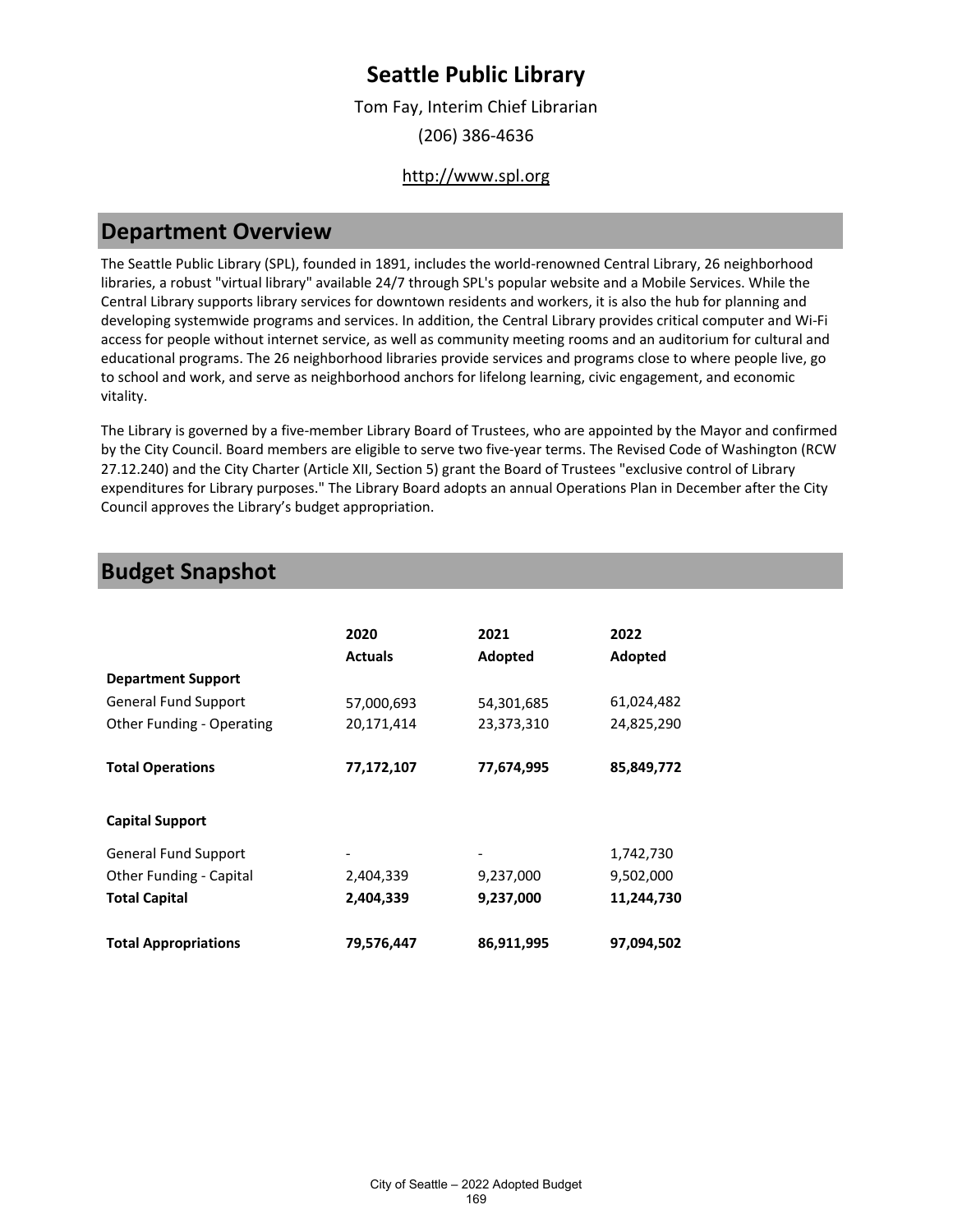# Seattle Public Library

Tom Fay, Interim Chief Librarian

(206) 386-4636

http://www.spl.org

## Department Overview

The Seattle Public Library (SPL), founded in 1891, includes the world-renowned Central Library, 26 neighborhood libraries, a robust "virtual library" available 24/7 through SPL's popular website and a Mobile Services. While the Central Library supports library services for downtown residents and workers, it is also the hub for planning and developing systemwide programs and services. In addition, the Central Library provides critical computer and Wi-Fi access for people without internet service, as well as community meeting rooms and an auditorium for cultural and educational programs. The 26 neighborhood libraries provide services and programs close to where people live, go to school and work, and serve as neighborhood anchors for lifelong learning, civic engagement, and economic vitality.

The Library is governed by a five-member Library Board of Trustees, who are appointed by the Mayor and confirmed by the City Council. Board members are eligible to serve two five-year terms. The Revised Code of Washington (RCW 27.12.240) and the City Charter (Article XII, Section 5) grant the Board of Trustees "exclusive control of Library expenditures for Library purposes." The Library Board adopts an annual Operations Plan in December after the City Council approves the Library's budget appropriation.

## Budget Snapshot

| | 2020 Actuals | 2021 Adopted | 2022 Adopted |
|---|---|---|---|
| **Department Support** | | | |
| General Fund Support | 57,000,693 | 54,301,685 | 61,024,482 |
| Other Funding - Operating | 20,171,414 | 23,373,310 | 24,825,290 |
| **Total Operations** | **77,172,107** | **77,674,995** | **85,849,772** |
| **Capital Support** | | | |
| General Fund Support | - | - | 1,742,730 |
| Other Funding - Capital | 2,404,339 | 9,237,000 | 9,502,000 |
| **Total Capital** | **2,404,339** | **9,237,000** | **11,244,730** |
| **Total Appropriations** | **79,576,447** | **86,911,995** | **97,094,502** |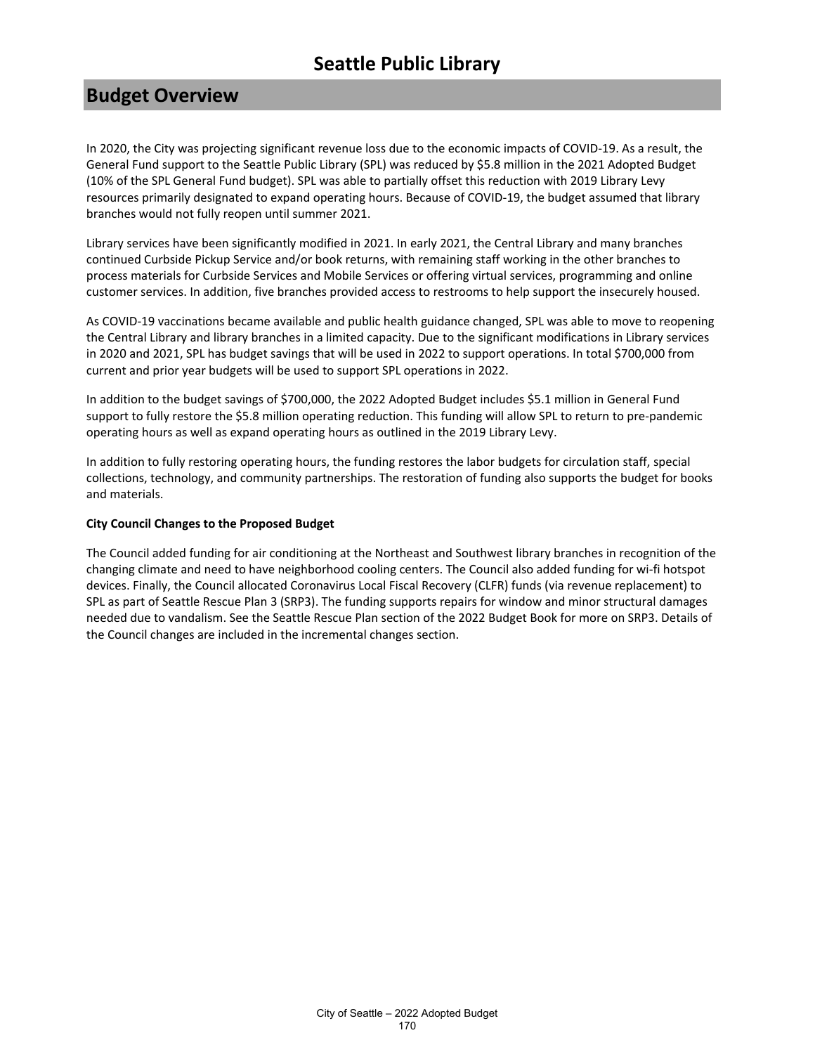# Seattle Public Library

## Budget Overview

In 2020, the City was projecting significant revenue loss due to the economic impacts of COVID-19. As a result, the General Fund support to the Seattle Public Library (SPL) was reduced by $5.8 million in the 2021 Adopted Budget (10% of the SPL General Fund budget). SPL was able to partially offset this reduction with 2019 Library Levy resources primarily designated to expand operating hours. Because of COVID-19, the budget assumed that library branches would not fully reopen until summer 2021.

Library services have been significantly modified in 2021. In early 2021, the Central Library and many branches continued Curbside Pickup Service and/or book returns, with remaining staff working in the other branches to process materials for Curbside Services and Mobile Services or offering virtual services, programming and online customer services. In addition, five branches provided access to restrooms to help support the insecurely housed.

As COVID-19 vaccinations became available and public health guidance changed, SPL was able to move to reopening the Central Library and library branches in a limited capacity. Due to the significant modifications in Library services in 2020 and 2021, SPL has budget savings that will be used in 2022 to support operations. In total $700,000 from current and prior year budgets will be used to support SPL operations in 2022.

In addition to the budget savings of $700,000, the 2022 Adopted Budget includes $5.1 million in General Fund support to fully restore the $5.8 million operating reduction. This funding will allow SPL to return to pre-pandemic operating hours as well as expand operating hours as outlined in the 2019 Library Levy.

In addition to fully restoring operating hours, the funding restores the labor budgets for circulation staff, special collections, technology, and community partnerships. The restoration of funding also supports the budget for books and materials.

**City Council Changes to the Proposed Budget**

The Council added funding for air conditioning at the Northeast and Southwest library branches in recognition of the changing climate and need to have neighborhood cooling centers. The Council also added funding for wi-fi hotspot devices. Finally, the Council allocated Coronavirus Local Fiscal Recovery (CLFR) funds (via revenue replacement) to SPL as part of Seattle Rescue Plan 3 (SRP3). The funding supports repairs for window and minor structural damages needed due to vandalism. See the Seattle Rescue Plan section of the 2022 Budget Book for more on SRP3. Details of the Council changes are included in the incremental changes section.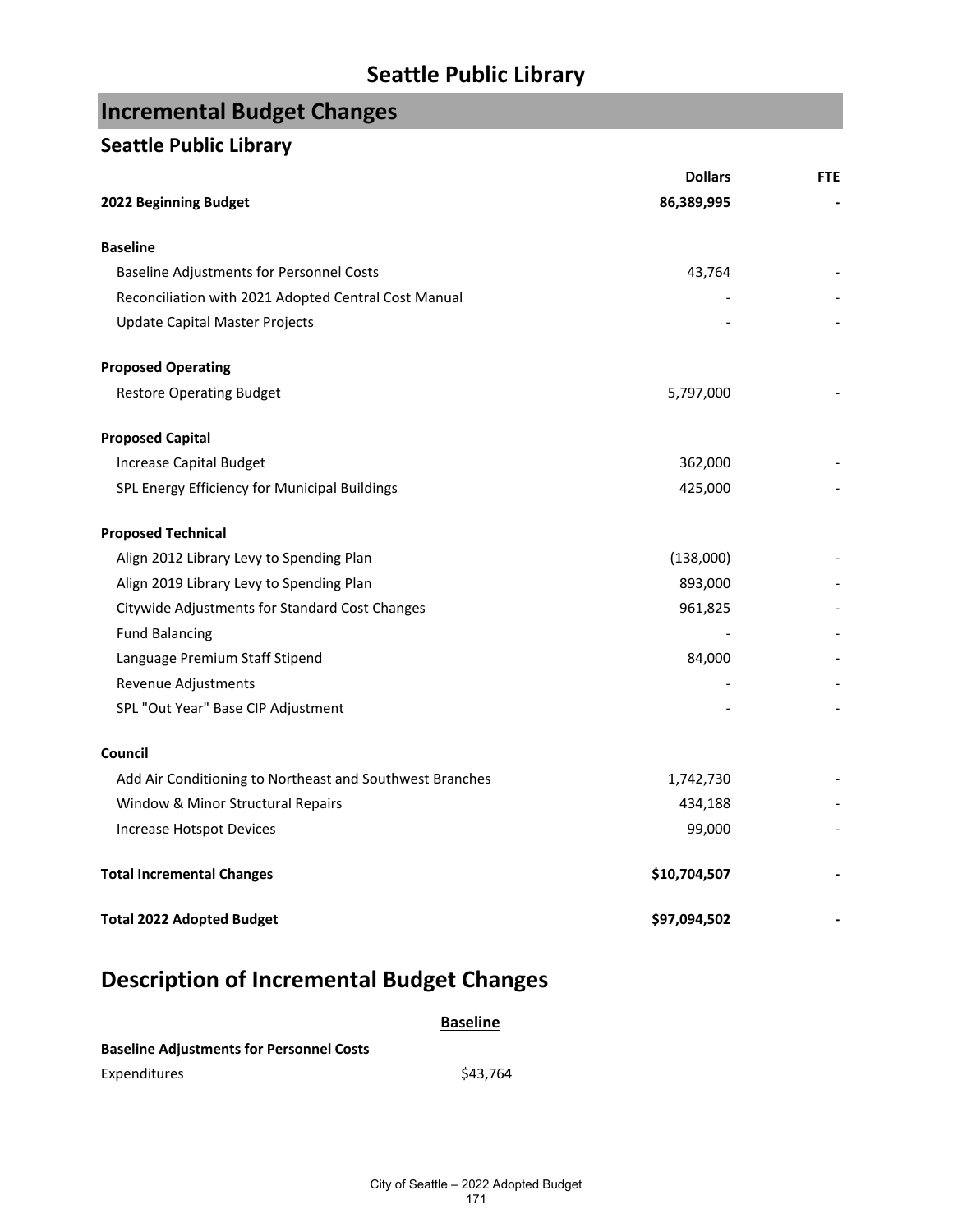# Seattle Public Library

## Incremental Budget Changes

### Seattle Public Library

| | Dollars | FTE |
|---|---|---|
| **2022 Beginning Budget** | **86,389,995** | **-** |
| | | |
| **Baseline** | | |
| Baseline Adjustments for Personnel Costs | 43,764 | - |
| Reconciliation with 2021 Adopted Central Cost Manual | - | - |
| Update Capital Master Projects | - | - |
| | | |
| **Proposed Operating** | | |
| Restore Operating Budget | 5,797,000 | - |
| | | |
| **Proposed Capital** | | |
| Increase Capital Budget | 362,000 | - |
| SPL Energy Efficiency for Municipal Buildings | 425,000 | - |
| | | |
| **Proposed Technical** | | |
| Align 2012 Library Levy to Spending Plan | (138,000) | - |
| Align 2019 Library Levy to Spending Plan | 893,000 | - |
| Citywide Adjustments for Standard Cost Changes | 961,825 | - |
| Fund Balancing | - | - |
| Language Premium Staff Stipend | 84,000 | - |
| Revenue Adjustments | - | - |
| SPL "Out Year" Base CIP Adjustment | - | - |
| | | |
| **Council** | | |
| Add Air Conditioning to Northeast and Southwest Branches | 1,742,730 | - |
| Window & Minor Structural Repairs | 434,188 | - |
| Increase Hotspot Devices | 99,000 | - |
| | | |
| **Total Incremental Changes** | **$10,704,507** | **-** |
| | | |
| **Total 2022 Adopted Budget** | **$97,094,502** | **-** |

## Description of Incremental Budget Changes

**Baseline**

**Baseline Adjustments for Personnel Costs**

| | |
|---|---|
| Expenditures | $43,764 |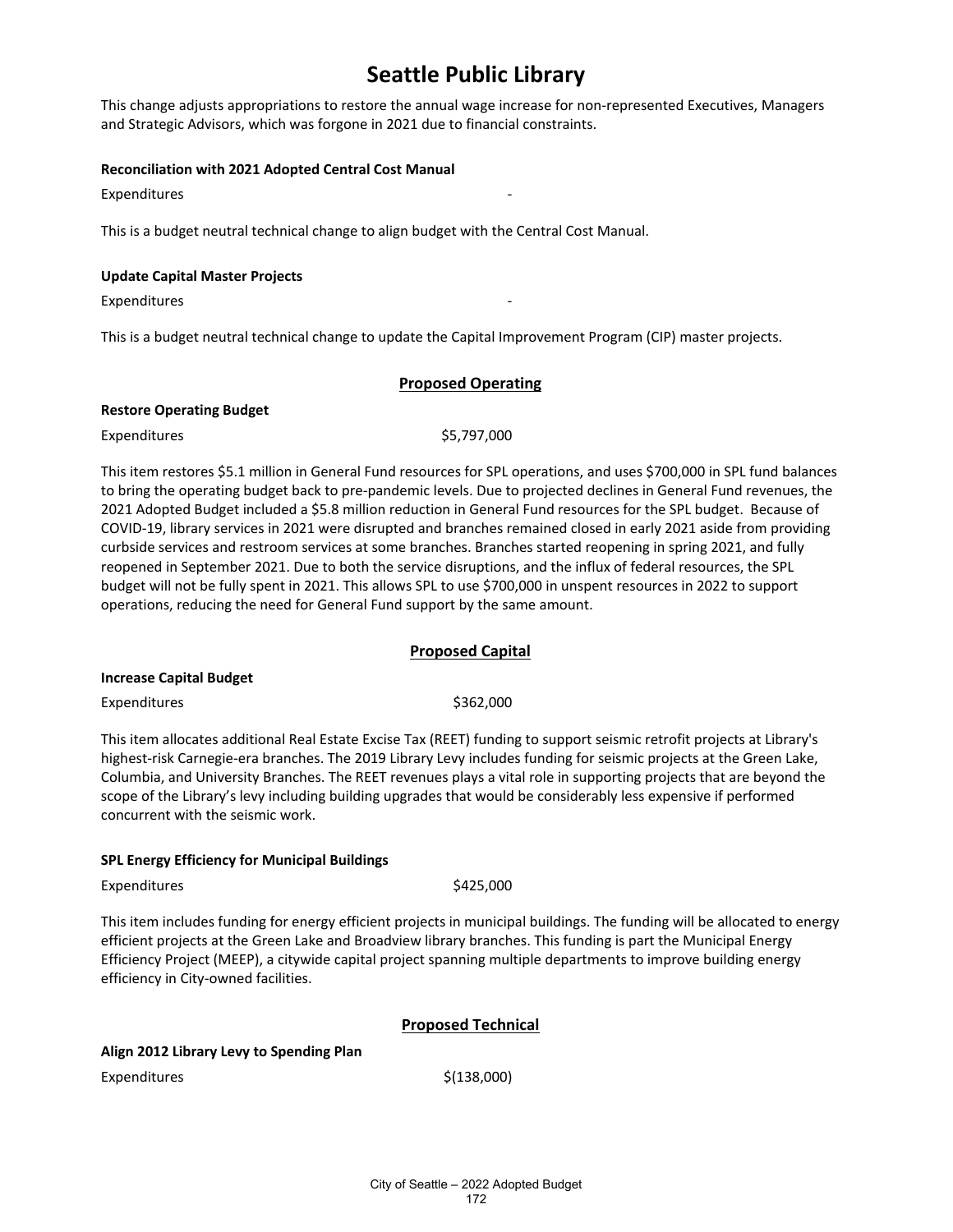# Seattle Public Library

This change adjusts appropriations to restore the annual wage increase for non-represented Executives, Managers and Strategic Advisors, which was forgone in 2021 due to financial constraints.

**Reconciliation with 2021 Adopted Central Cost Manual**

Expenditures -

This is a budget neutral technical change to align budget with the Central Cost Manual.

**Update Capital Master Projects**

Expenditures -

This is a budget neutral technical change to update the Capital Improvement Program (CIP) master projects.

## Proposed Operating

**Restore Operating Budget**

Expenditures $5,797,000

This item restores $5.1 million in General Fund resources for SPL operations, and uses $700,000 in SPL fund balances to bring the operating budget back to pre-pandemic levels. Due to projected declines in General Fund revenues, the 2021 Adopted Budget included a $5.8 million reduction in General Fund resources for the SPL budget. Because of COVID-19, library services in 2021 were disrupted and branches remained closed in early 2021 aside from providing curbside services and restroom services at some branches. Branches started reopening in spring 2021, and fully reopened in September 2021. Due to both the service disruptions, and the influx of federal resources, the SPL budget will not be fully spent in 2021. This allows SPL to use $700,000 in unspent resources in 2022 to support operations, reducing the need for General Fund support by the same amount.

## Proposed Capital

**Increase Capital Budget**

Expenditures $362,000

This item allocates additional Real Estate Excise Tax (REET) funding to support seismic retrofit projects at Library's highest-risk Carnegie-era branches. The 2019 Library Levy includes funding for seismic projects at the Green Lake, Columbia, and University Branches. The REET revenues plays a vital role in supporting projects that are beyond the scope of the Library's levy including building upgrades that would be considerably less expensive if performed concurrent with the seismic work.

**SPL Energy Efficiency for Municipal Buildings**

Expenditures $425,000

This item includes funding for energy efficient projects in municipal buildings. The funding will be allocated to energy efficient projects at the Green Lake and Broadview library branches. This funding is part the Municipal Energy Efficiency Project (MEEP), a citywide capital project spanning multiple departments to improve building energy efficiency in City-owned facilities.

## Proposed Technical

**Align 2012 Library Levy to Spending Plan**

Expenditures $(138,000)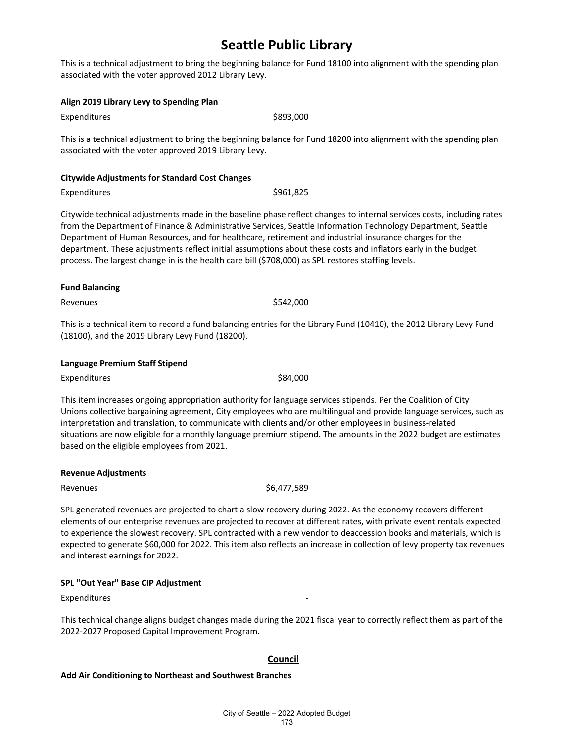# Seattle Public Library

This is a technical adjustment to bring the beginning balance for Fund 18100 into alignment with the spending plan associated with the voter approved 2012 Library Levy.

**Align 2019 Library Levy to Spending Plan**

| | |
|---|---|
| Expenditures | $893,000 |

This is a technical adjustment to bring the beginning balance for Fund 18200 into alignment with the spending plan associated with the voter approved 2019 Library Levy.

**Citywide Adjustments for Standard Cost Changes**

| | |
|---|---|
| Expenditures | $961,825 |

Citywide technical adjustments made in the baseline phase reflect changes to internal services costs, including rates from the Department of Finance & Administrative Services, Seattle Information Technology Department, Seattle Department of Human Resources, and for healthcare, retirement and industrial insurance charges for the department. These adjustments reflect initial assumptions about these costs and inflators early in the budget process. The largest change in is the health care bill ($708,000) as SPL restores staffing levels.

**Fund Balancing**

| | |
|---|---|
| Revenues | $542,000 |

This is a technical item to record a fund balancing entries for the Library Fund (10410), the 2012 Library Levy Fund (18100), and the 2019 Library Levy Fund (18200).

**Language Premium Staff Stipend**

| | |
|---|---|
| Expenditures | $84,000 |

This item increases ongoing appropriation authority for language services stipends. Per the Coalition of City Unions collective bargaining agreement, City employees who are multilingual and provide language services, such as interpretation and translation, to communicate with clients and/or other employees in business-related situations are now eligible for a monthly language premium stipend. The amounts in the 2022 budget are estimates based on the eligible employees from 2021.

**Revenue Adjustments**

| | |
|---|---|
| Revenues | $6,477,589 |

SPL generated revenues are projected to chart a slow recovery during 2022. As the economy recovers different elements of our enterprise revenues are projected to recover at different rates, with private event rentals expected to experience the slowest recovery. SPL contracted with a new vendor to deaccession books and materials, which is expected to generate $60,000 for 2022. This item also reflects an increase in collection of levy property tax revenues and interest earnings for 2022.

**SPL "Out Year" Base CIP Adjustment**

| | |
|---|---|
| Expenditures | - |

This technical change aligns budget changes made during the 2021 fiscal year to correctly reflect them as part of the 2022-2027 Proposed Capital Improvement Program.

## Council

**Add Air Conditioning to Northeast and Southwest Branches**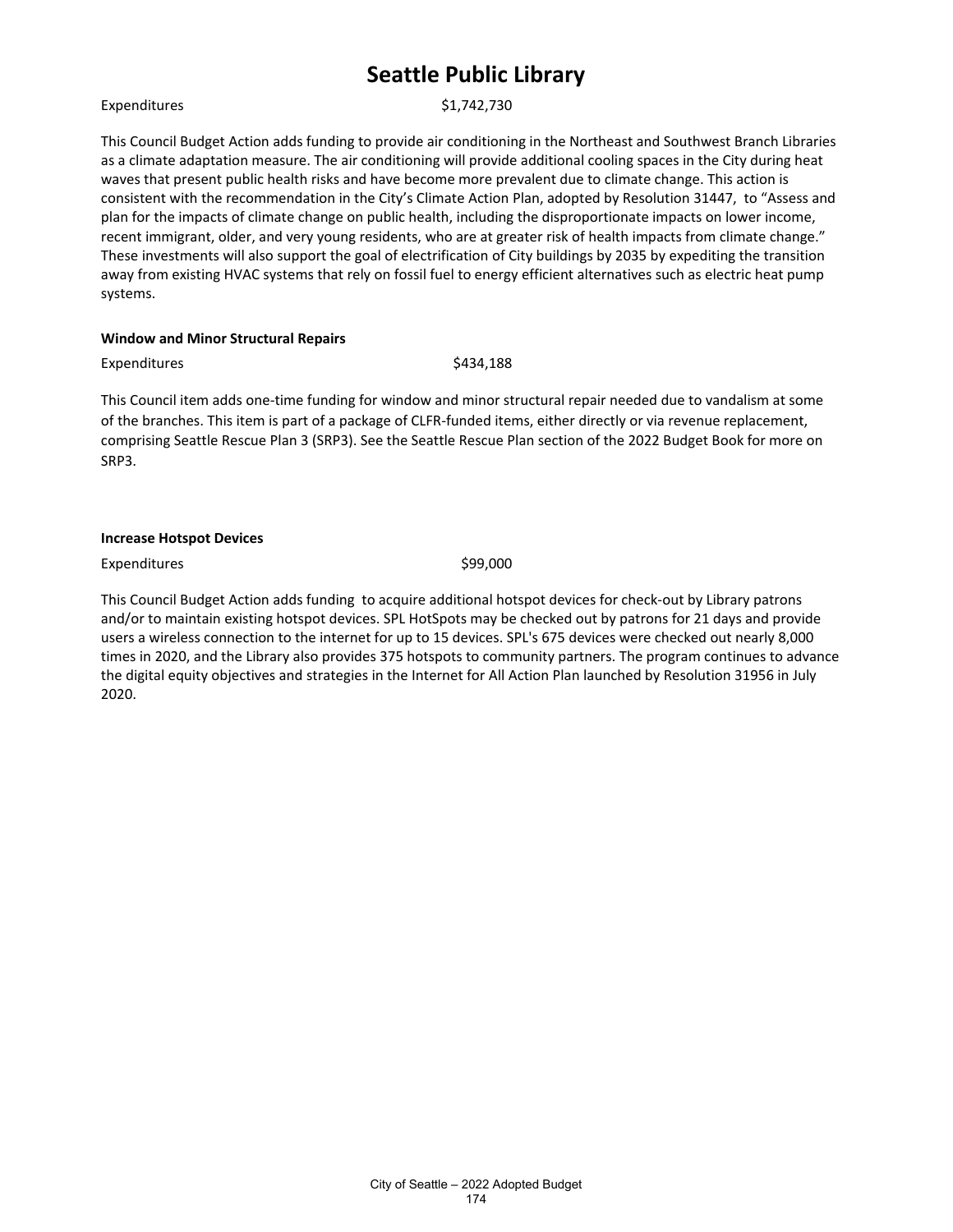# Seattle Public Library

Expenditures $1,742,730

This Council Budget Action adds funding to provide air conditioning in the Northeast and Southwest Branch Libraries as a climate adaptation measure. The air conditioning will provide additional cooling spaces in the City during heat waves that present public health risks and have become more prevalent due to climate change. This action is consistent with the recommendation in the City's Climate Action Plan, adopted by Resolution 31447, to "Assess and plan for the impacts of climate change on public health, including the disproportionate impacts on lower income, recent immigrant, older, and very young residents, who are at greater risk of health impacts from climate change." These investments will also support the goal of electrification of City buildings by 2035 by expediting the transition away from existing HVAC systems that rely on fossil fuel to energy efficient alternatives such as electric heat pump systems.

**Window and Minor Structural Repairs**

Expenditures $434,188

This Council item adds one-time funding for window and minor structural repair needed due to vandalism at some of the branches. This item is part of a package of CLFR-funded items, either directly or via revenue replacement, comprising Seattle Rescue Plan 3 (SRP3). See the Seattle Rescue Plan section of the 2022 Budget Book for more on SRP3.

**Increase Hotspot Devices**

Expenditures $99,000

This Council Budget Action adds funding to acquire additional hotspot devices for check-out by Library patrons and/or to maintain existing hotspot devices. SPL HotSpots may be checked out by patrons for 21 days and provide users a wireless connection to the internet for up to 15 devices. SPL's 675 devices were checked out nearly 8,000 times in 2020, and the Library also provides 375 hotspots to community partners. The program continues to advance the digital equity objectives and strategies in the Internet for All Action Plan launched by Resolution 31956 in July 2020.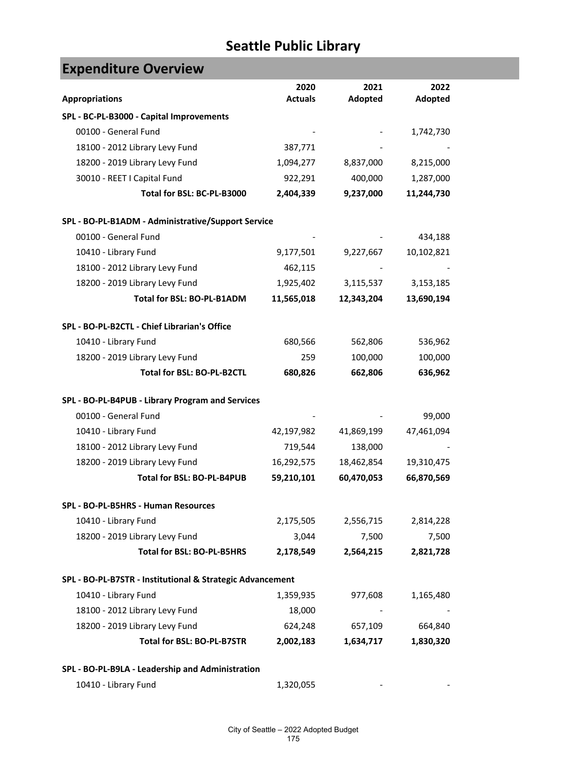# Seattle Public Library

## Expenditure Overview

| Appropriations | 2020 Actuals | 2021 Adopted | 2022 Adopted |
|---|---|---|---|
| **SPL - BC-PL-B3000 - Capital Improvements** | | | |
| 00100 - General Fund | - | - | 1,742,730 |
| 18100 - 2012 Library Levy Fund | 387,771 | - | - |
| 18200 - 2019 Library Levy Fund | 1,094,277 | 8,837,000 | 8,215,000 |
| 30010 - REET I Capital Fund | 922,291 | 400,000 | 1,287,000 |
| **Total for BSL: BC-PL-B3000** | **2,404,339** | **9,237,000** | **11,244,730** |
| **SPL - BO-PL-B1ADM - Administrative/Support Service** | | | |
| 00100 - General Fund | - | - | 434,188 |
| 10410 - Library Fund | 9,177,501 | 9,227,667 | 10,102,821 |
| 18100 - 2012 Library Levy Fund | 462,115 | - | - |
| 18200 - 2019 Library Levy Fund | 1,925,402 | 3,115,537 | 3,153,185 |
| **Total for BSL: BO-PL-B1ADM** | **11,565,018** | **12,343,204** | **13,690,194** |
| **SPL - BO-PL-B2CTL - Chief Librarian's Office** | | | |
| 10410 - Library Fund | 680,566 | 562,806 | 536,962 |
| 18200 - 2019 Library Levy Fund | 259 | 100,000 | 100,000 |
| **Total for BSL: BO-PL-B2CTL** | **680,826** | **662,806** | **636,962** |
| **SPL - BO-PL-B4PUB - Library Program and Services** | | | |
| 00100 - General Fund | - | - | 99,000 |
| 10410 - Library Fund | 42,197,982 | 41,869,199 | 47,461,094 |
| 18100 - 2012 Library Levy Fund | 719,544 | 138,000 | - |
| 18200 - 2019 Library Levy Fund | 16,292,575 | 18,462,854 | 19,310,475 |
| **Total for BSL: BO-PL-B4PUB** | **59,210,101** | **60,470,053** | **66,870,569** |
| **SPL - BO-PL-B5HRS - Human Resources** | | | |
| 10410 - Library Fund | 2,175,505 | 2,556,715 | 2,814,228 |
| 18200 - 2019 Library Levy Fund | 3,044 | 7,500 | 7,500 |
| **Total for BSL: BO-PL-B5HRS** | **2,178,549** | **2,564,215** | **2,821,728** |
| **SPL - BO-PL-B7STR - Institutional & Strategic Advancement** | | | |
| 10410 - Library Fund | 1,359,935 | 977,608 | 1,165,480 |
| 18100 - 2012 Library Levy Fund | 18,000 | - | - |
| 18200 - 2019 Library Levy Fund | 624,248 | 657,109 | 664,840 |
| **Total for BSL: BO-PL-B7STR** | **2,002,183** | **1,634,717** | **1,830,320** |
| **SPL - BO-PL-B9LA - Leadership and Administration** | | | |
| 10410 - Library Fund | 1,320,055 | - | - |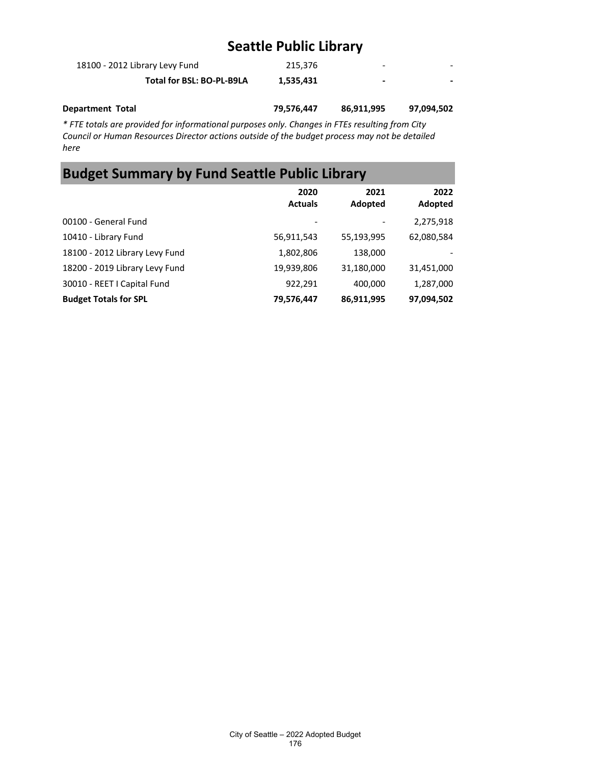## Seattle Public Library

| | | | |
|---|---|---|---|
| 18100 - 2012 Library Levy Fund | 215,376 | - | - |
| **Total for BSL: BO-PL-B9LA** | **1,535,431** | **-** | **-** |
| | | | |
| **Department Total** | **79,576,447** | **86,911,995** | **97,094,502** |

*\* FTE totals are provided for informational purposes only. Changes in FTEs resulting from City Council or Human Resources Director actions outside of the budget process may not be detailed here*

## Budget Summary by Fund Seattle Public Library

| | 2020 Actuals | 2021 Adopted | 2022 Adopted |
|---|---|---|---|
| 00100 - General Fund | - | - | 2,275,918 |
| 10410 - Library Fund | 56,911,543 | 55,193,995 | 62,080,584 |
| 18100 - 2012 Library Levy Fund | 1,802,806 | 138,000 | - |
| 18200 - 2019 Library Levy Fund | 19,939,806 | 31,180,000 | 31,451,000 |
| 30010 - REET I Capital Fund | 922,291 | 400,000 | 1,287,000 |
| **Budget Totals for SPL** | **79,576,447** | **86,911,995** | **97,094,502** |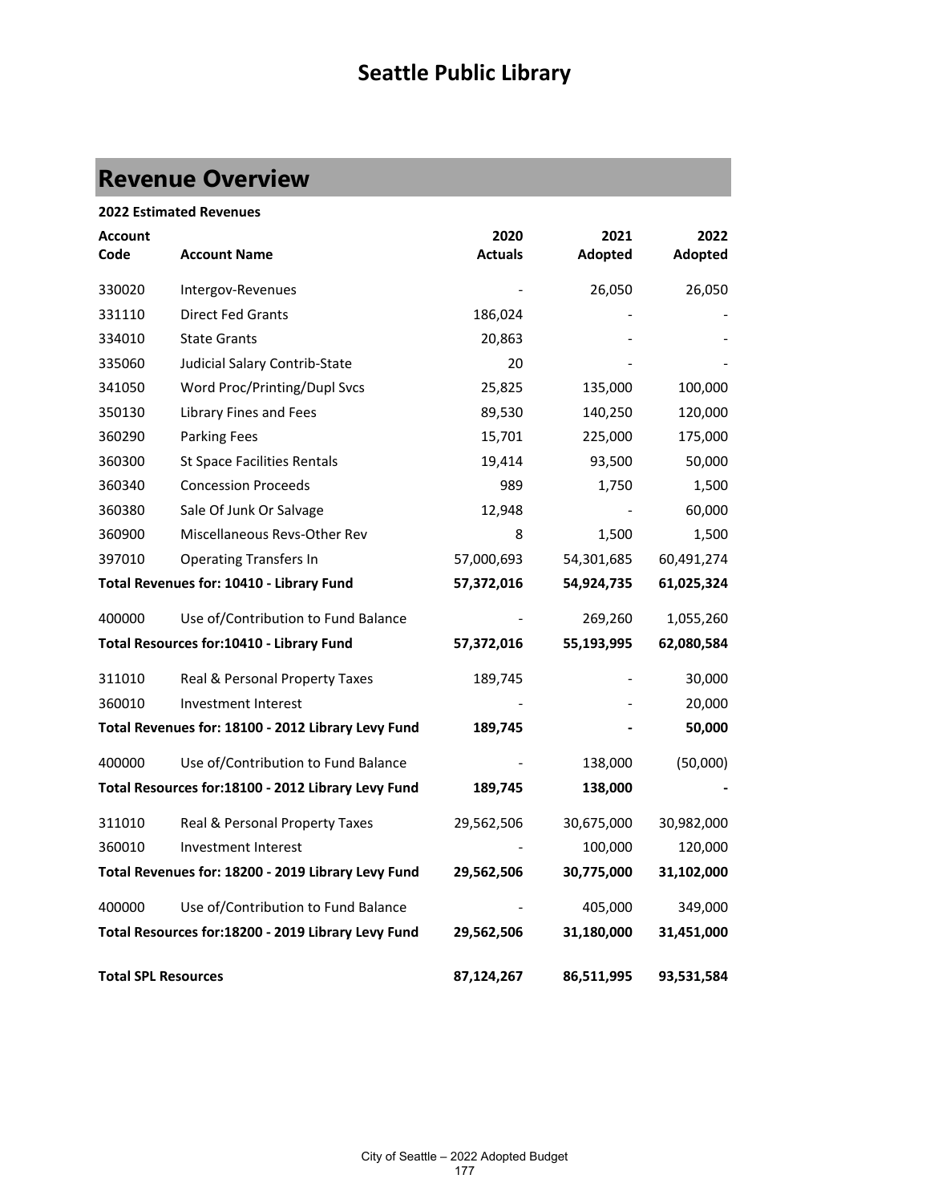# Seattle Public Library

## Revenue Overview

**2022 Estimated Revenues**

| Account Code | Account Name | 2020 Actuals | 2021 Adopted | 2022 Adopted |
|---|---|---|---|---|
| 330020 | Intergov-Revenues | - | 26,050 | 26,050 |
| 331110 | Direct Fed Grants | 186,024 | - | - |
| 334010 | State Grants | 20,863 | - | - |
| 335060 | Judicial Salary Contrib-State | 20 | - | - |
| 341050 | Word Proc/Printing/Dupl Svcs | 25,825 | 135,000 | 100,000 |
| 350130 | Library Fines and Fees | 89,530 | 140,250 | 120,000 |
| 360290 | Parking Fees | 15,701 | 225,000 | 175,000 |
| 360300 | St Space Facilities Rentals | 19,414 | 93,500 | 50,000 |
| 360340 | Concession Proceeds | 989 | 1,750 | 1,500 |
| 360380 | Sale Of Junk Or Salvage | 12,948 | - | 60,000 |
| 360900 | Miscellaneous Revs-Other Rev | 8 | 1,500 | 1,500 |
| 397010 | Operating Transfers In | 57,000,693 | 54,301,685 | 60,491,274 |
| **Total Revenues for: 10410 - Library Fund** | | **57,372,016** | **54,924,735** | **61,025,324** |
| 400000 | Use of/Contribution to Fund Balance | - | 269,260 | 1,055,260 |
| **Total Resources for:10410 - Library Fund** | | **57,372,016** | **55,193,995** | **62,080,584** |
| 311010 | Real & Personal Property Taxes | 189,745 | - | 30,000 |
| 360010 | Investment Interest | - | - | 20,000 |
| **Total Revenues for: 18100 - 2012 Library Levy Fund** | | **189,745** | **-** | **50,000** |
| 400000 | Use of/Contribution to Fund Balance | - | 138,000 | (50,000) |
| **Total Resources for:18100 - 2012 Library Levy Fund** | | **189,745** | **138,000** | **-** |
| 311010 | Real & Personal Property Taxes | 29,562,506 | 30,675,000 | 30,982,000 |
| 360010 | Investment Interest | - | 100,000 | 120,000 |
| **Total Revenues for: 18200 - 2019 Library Levy Fund** | | **29,562,506** | **30,775,000** | **31,102,000** |
| 400000 | Use of/Contribution to Fund Balance | - | 405,000 | 349,000 |
| **Total Resources for:18200 - 2019 Library Levy Fund** | | **29,562,506** | **31,180,000** | **31,451,000** |
| **Total SPL Resources** | | **87,124,267** | **86,511,995** | **93,531,584** |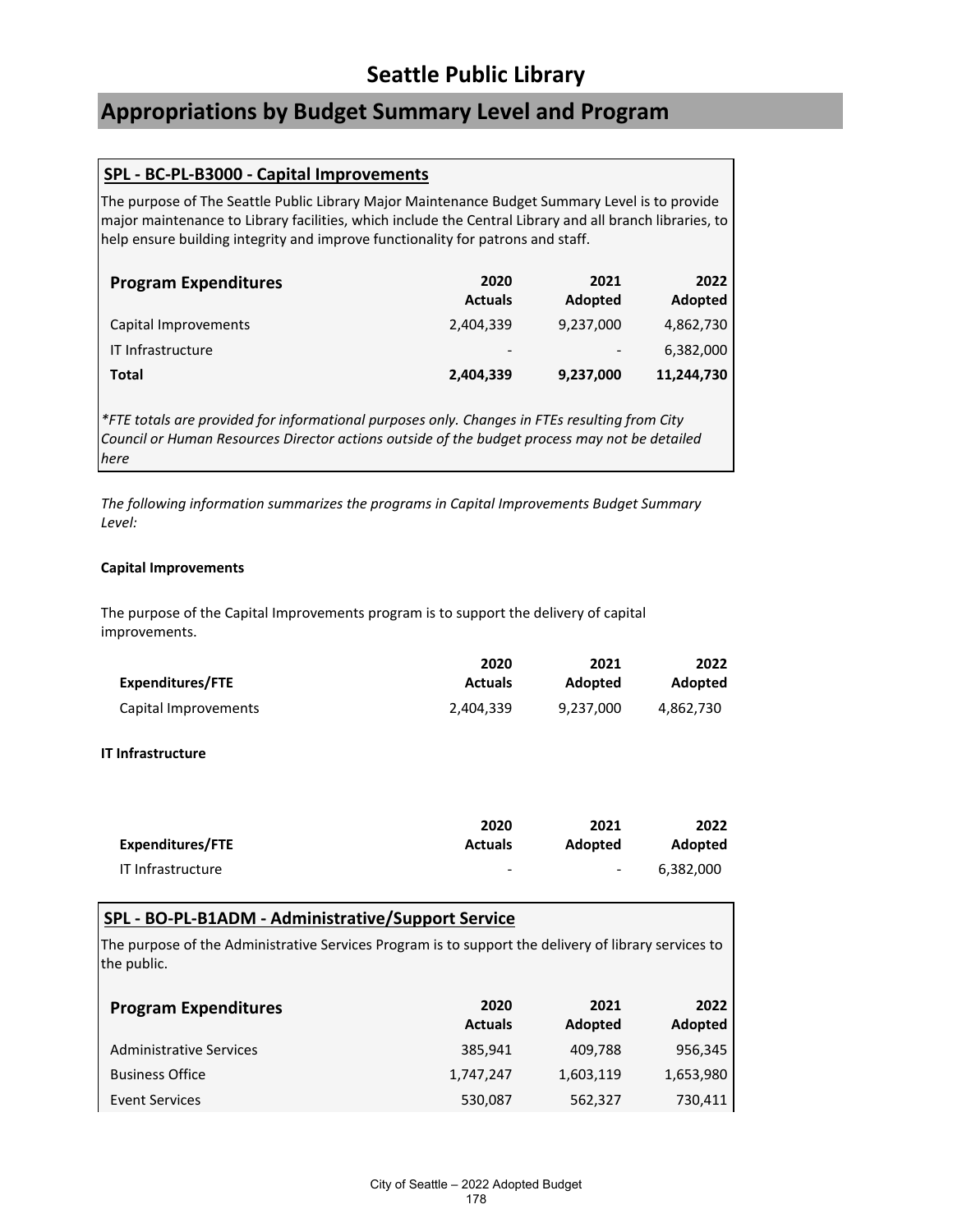# Seattle Public Library

## Appropriations by Budget Summary Level and Program

### SPL - BC-PL-B3000 - Capital Improvements

The purpose of The Seattle Public Library Major Maintenance Budget Summary Level is to provide major maintenance to Library facilities, which include the Central Library and all branch libraries, to help ensure building integrity and improve functionality for patrons and staff.

| Program Expenditures | 2020 Actuals | 2021 Adopted | 2022 Adopted |
|---|---|---|---|
| Capital Improvements | 2,404,339 | 9,237,000 | 4,862,730 |
| IT Infrastructure | - | - | 6,382,000 |
| **Total** | **2,404,339** | **9,237,000** | **11,244,730** |

*\*FTE totals are provided for informational purposes only. Changes in FTEs resulting from City Council or Human Resources Director actions outside of the budget process may not be detailed here*

*The following information summarizes the programs in Capital Improvements Budget Summary Level:*

**Capital Improvements**

The purpose of the Capital Improvements program is to support the delivery of capital improvements.

| Expenditures/FTE | 2020 Actuals | 2021 Adopted | 2022 Adopted |
|---|---|---|---|
| Capital Improvements | 2,404,339 | 9,237,000 | 4,862,730 |

**IT Infrastructure**

| Expenditures/FTE | 2020 Actuals | 2021 Adopted | 2022 Adopted |
|---|---|---|---|
| IT Infrastructure | - | - | 6,382,000 |

### SPL - BO-PL-B1ADM - Administrative/Support Service

The purpose of the Administrative Services Program is to support the delivery of library services to the public.

| Program Expenditures | 2020 Actuals | 2021 Adopted | 2022 Adopted |
|---|---|---|---|
| Administrative Services | 385,941 | 409,788 | 956,345 |
| Business Office | 1,747,247 | 1,603,119 | 1,653,980 |
| Event Services | 530,087 | 562,327 | 730,411 |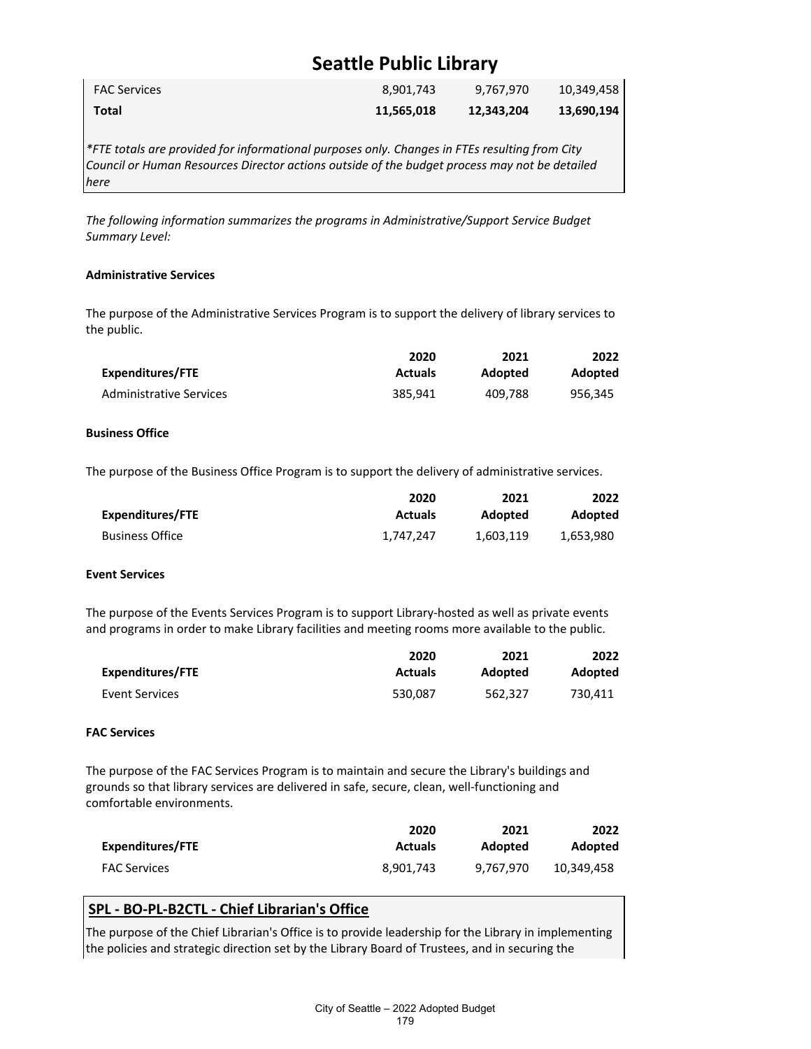| | | | |
|---|---|---|---|
| FAC Services | 8,901,743 | 9,767,970 | 10,349,458 |
| **Total** | **11,565,018** | **12,343,204** | **13,690,194** |

*\*FTE totals are provided for informational purposes only. Changes in FTEs resulting from City Council or Human Resources Director actions outside of the budget process may not be detailed here*

*The following information summarizes the programs in Administrative/Support Service Budget Summary Level:*

**Administrative Services**

The purpose of the Administrative Services Program is to support the delivery of library services to the public.

| Expenditures/FTE | 2020 Actuals | 2021 Adopted | 2022 Adopted |
|---|---|---|---|
| Administrative Services | 385,941 | 409,788 | 956,345 |

**Business Office**

The purpose of the Business Office Program is to support the delivery of administrative services.

| Expenditures/FTE | 2020 Actuals | 2021 Adopted | 2022 Adopted |
|---|---|---|---|
| Business Office | 1,747,247 | 1,603,119 | 1,653,980 |

**Event Services**

The purpose of the Events Services Program is to support Library-hosted as well as private events and programs in order to make Library facilities and meeting rooms more available to the public.

| Expenditures/FTE | 2020 Actuals | 2021 Adopted | 2022 Adopted |
|---|---|---|---|
| Event Services | 530,087 | 562,327 | 730,411 |

**FAC Services**

The purpose of the FAC Services Program is to maintain and secure the Library's buildings and grounds so that library services are delivered in safe, secure, clean, well-functioning and comfortable environments.

| Expenditures/FTE | 2020 Actuals | 2021 Adopted | 2022 Adopted |
|---|---|---|---|
| FAC Services | 8,901,743 | 9,767,970 | 10,349,458 |

## SPL - BO-PL-B2CTL - Chief Librarian's Office

The purpose of the Chief Librarian's Office is to provide leadership for the Library in implementing the policies and strategic direction set by the Library Board of Trustees, and in securing the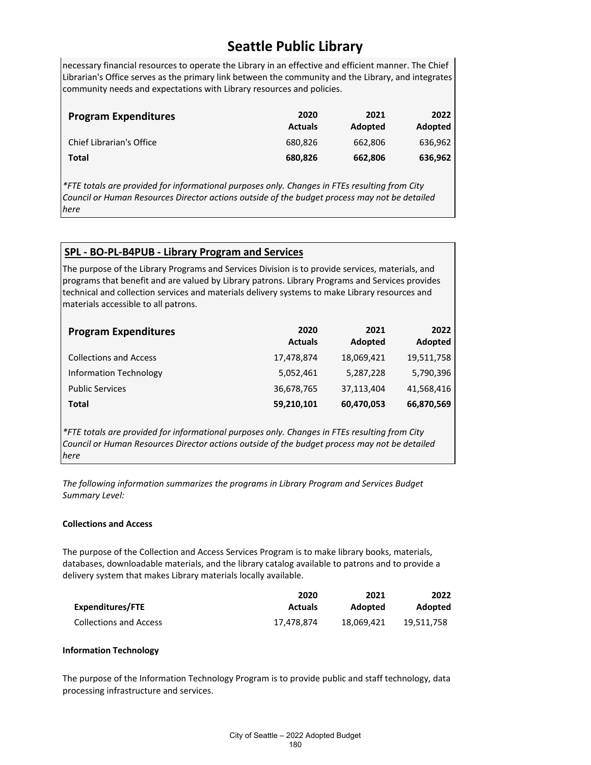necessary financial resources to operate the Library in an effective and efficient manner. The Chief Librarian's Office serves as the primary link between the community and the Library, and integrates community needs and expectations with Library resources and policies.

| Program Expenditures | 2020 Actuals | 2021 Adopted | 2022 Adopted |
|---|---|---|---|
| Chief Librarian's Office | 680,826 | 662,806 | 636,962 |
| **Total** | **680,826** | **662,806** | **636,962** |

*\*FTE totals are provided for informational purposes only. Changes in FTEs resulting from City Council or Human Resources Director actions outside of the budget process may not be detailed here*

## SPL - BO-PL-B4PUB - Library Program and Services

The purpose of the Library Programs and Services Division is to provide services, materials, and programs that benefit and are valued by Library patrons. Library Programs and Services provides technical and collection services and materials delivery systems to make Library resources and materials accessible to all patrons.

| Program Expenditures | 2020 Actuals | 2021 Adopted | 2022 Adopted |
|---|---|---|---|
| Collections and Access | 17,478,874 | 18,069,421 | 19,511,758 |
| Information Technology | 5,052,461 | 5,287,228 | 5,790,396 |
| Public Services | 36,678,765 | 37,113,404 | 41,568,416 |
| **Total** | **59,210,101** | **60,470,053** | **66,870,569** |

*\*FTE totals are provided for informational purposes only. Changes in FTEs resulting from City Council or Human Resources Director actions outside of the budget process may not be detailed here*

*The following information summarizes the programs in Library Program and Services Budget Summary Level:*

**Collections and Access**

The purpose of the Collection and Access Services Program is to make library books, materials, databases, downloadable materials, and the library catalog available to patrons and to provide a delivery system that makes Library materials locally available.

| Expenditures/FTE | 2020 Actuals | 2021 Adopted | 2022 Adopted |
|---|---|---|---|
| Collections and Access | 17,478,874 | 18,069,421 | 19,511,758 |

**Information Technology**

The purpose of the Information Technology Program is to provide public and staff technology, data processing infrastructure and services.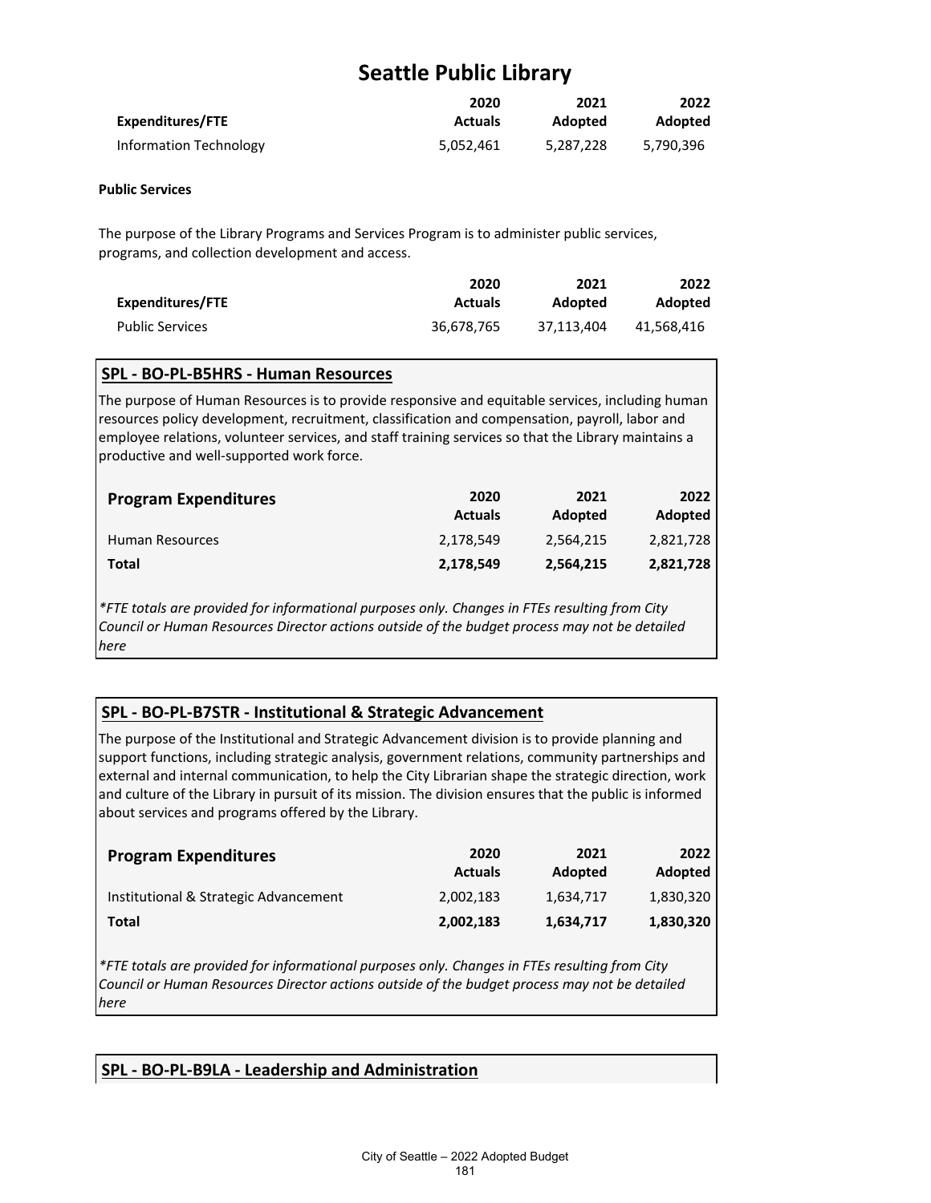# Seattle Public Library

| Expenditures/FTE | 2020 Actuals | 2021 Adopted | 2022 Adopted |
|---|---|---|---|
| Information Technology | 5,052,461 | 5,287,228 | 5,790,396 |

**Public Services**

The purpose of the Library Programs and Services Program is to administer public services, programs, and collection development and access.

| Expenditures/FTE | 2020 Actuals | 2021 Adopted | 2022 Adopted |
|---|---|---|---|
| Public Services | 36,678,765 | 37,113,404 | 41,568,416 |

## SPL - BO-PL-B5HRS - Human Resources

The purpose of Human Resources is to provide responsive and equitable services, including human resources policy development, recruitment, classification and compensation, payroll, labor and employee relations, volunteer services, and staff training services so that the Library maintains a productive and well-supported work force.

| Program Expenditures | 2020 Actuals | 2021 Adopted | 2022 Adopted |
|---|---|---|---|
| Human Resources | 2,178,549 | 2,564,215 | 2,821,728 |
| **Total** | **2,178,549** | **2,564,215** | **2,821,728** |

*\*FTE totals are provided for informational purposes only. Changes in FTEs resulting from City Council or Human Resources Director actions outside of the budget process may not be detailed here*

## SPL - BO-PL-B7STR - Institutional & Strategic Advancement

The purpose of the Institutional and Strategic Advancement division is to provide planning and support functions, including strategic analysis, government relations, community partnerships and external and internal communication, to help the City Librarian shape the strategic direction, work and culture of the Library in pursuit of its mission. The division ensures that the public is informed about services and programs offered by the Library.

| Program Expenditures | 2020 Actuals | 2021 Adopted | 2022 Adopted |
|---|---|---|---|
| Institutional & Strategic Advancement | 2,002,183 | 1,634,717 | 1,830,320 |
| **Total** | **2,002,183** | **1,634,717** | **1,830,320** |

*\*FTE totals are provided for informational purposes only. Changes in FTEs resulting from City Council or Human Resources Director actions outside of the budget process may not be detailed here*

## SPL - BO-PL-B9LA - Leadership and Administration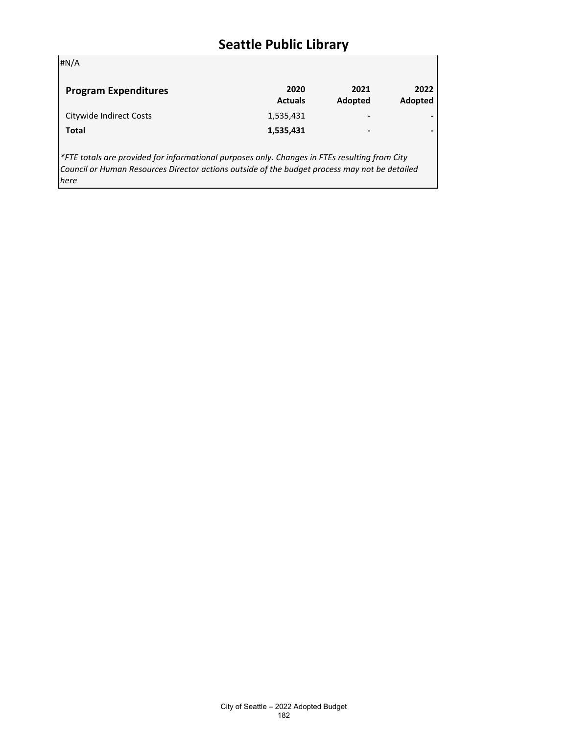# Seattle Public Library

#N/A

| Program Expenditures | 2020 Actuals | 2021 Adopted | 2022 Adopted |
|---|---|---|---|
| Citywide Indirect Costs | 1,535,431 | - | - |
| **Total** | **1,535,431** | **-** | **-** |

*\*FTE totals are provided for informational purposes only. Changes in FTEs resulting from City Council or Human Resources Director actions outside of the budget process may not be detailed here*